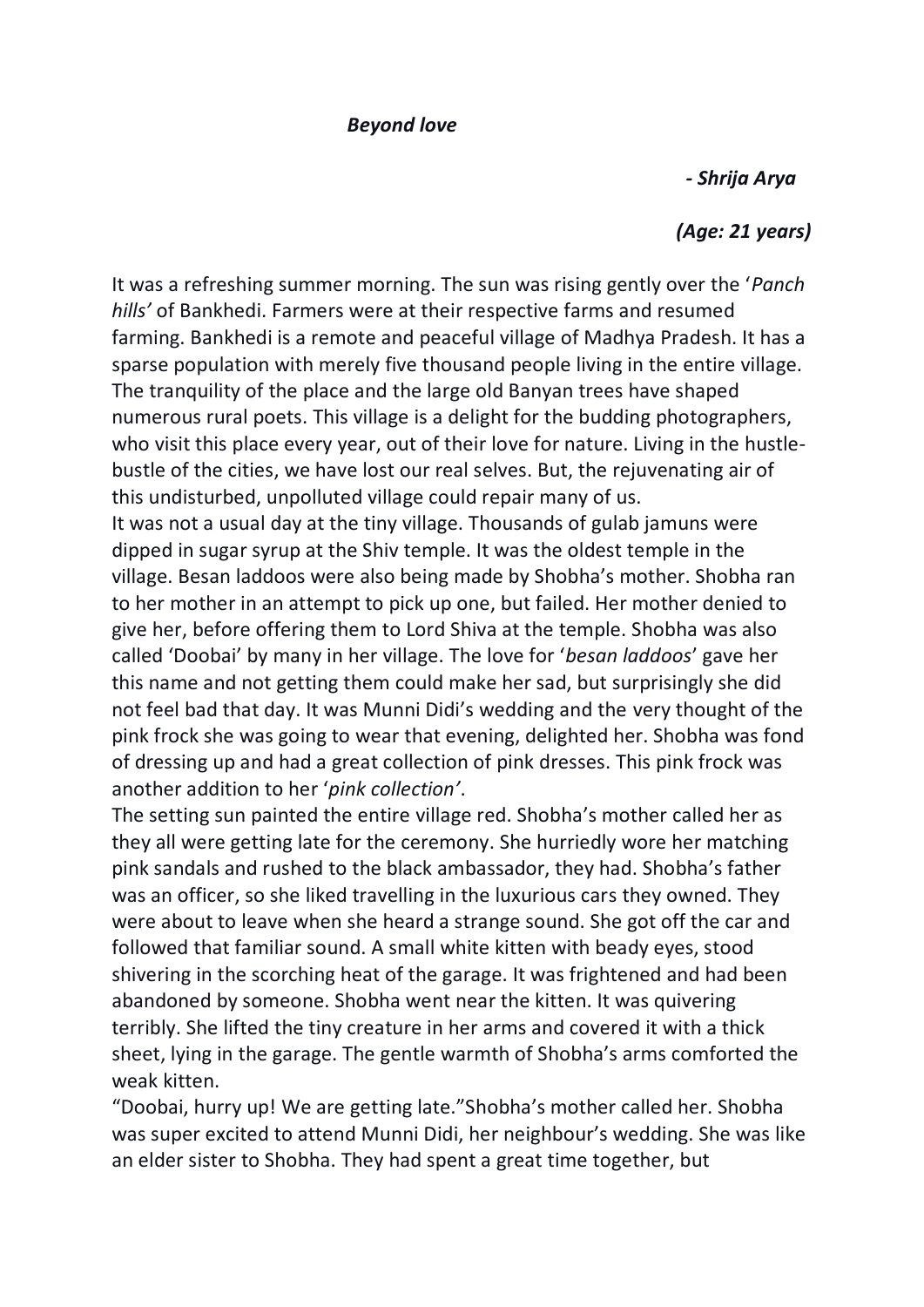***Beyond love***

***- Shrija Arya***

***(Age: 21 years)***

It was a refreshing summer morning. The sun was rising gently over the '*Panch hills'* of Bankhedi. Farmers were at their respective farms and resumed farming. Bankhedi is a remote and peaceful village of Madhya Pradesh. It has a sparse population with merely five thousand people living in the entire village. The tranquility of the place and the large old Banyan trees have shaped numerous rural poets. This village is a delight for the budding photographers, who visit this place every year, out of their love for nature. Living in the hustle-bustle of the cities, we have lost our real selves. But, the rejuvenating air of this undisturbed, unpolluted village could repair many of us.

It was not a usual day at the tiny village. Thousands of gulab jamuns were dipped in sugar syrup at the Shiv temple. It was the oldest temple in the village. Besan laddoos were also being made by Shobha's mother. Shobha ran to her mother in an attempt to pick up one, but failed. Her mother denied to give her, before offering them to Lord Shiva at the temple. Shobha was also called 'Doobai' by many in her village. The love for '*besan laddoos*' gave her this name and not getting them could make her sad, but surprisingly she did not feel bad that day. It was Munni Didi's wedding and the very thought of the pink frock she was going to wear that evening, delighted her. Shobha was fond of dressing up and had a great collection of pink dresses. This pink frock was another addition to her '*pink collection'*.

The setting sun painted the entire village red. Shobha's mother called her as they all were getting late for the ceremony. She hurriedly wore her matching pink sandals and rushed to the black ambassador, they had. Shobha's father was an officer, so she liked travelling in the luxurious cars they owned. They were about to leave when she heard a strange sound. She got off the car and followed that familiar sound. A small white kitten with beady eyes, stood shivering in the scorching heat of the garage. It was frightened and had been abandoned by someone. Shobha went near the kitten. It was quivering terribly. She lifted the tiny creature in her arms and covered it with a thick sheet, lying in the garage. The gentle warmth of Shobha's arms comforted the weak kitten.

"Doobai, hurry up! We are getting late."Shobha's mother called her. Shobha was super excited to attend Munni Didi, her neighbour's wedding. She was like an elder sister to Shobha. They had spent a great time together, but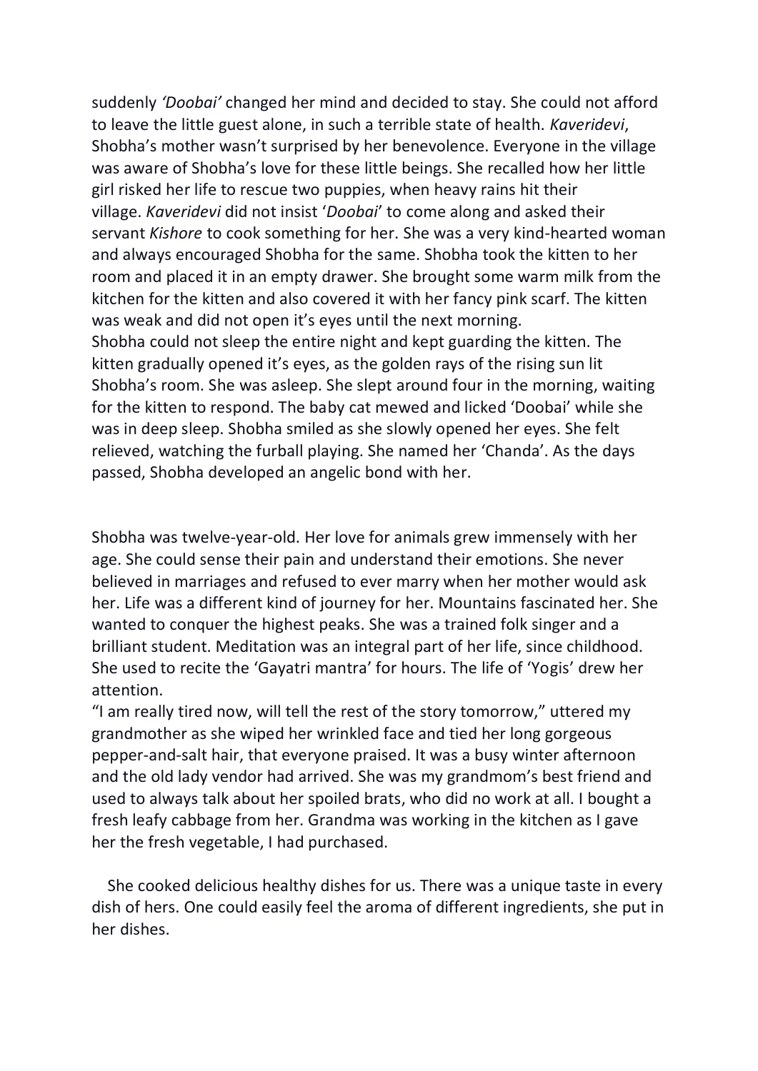suddenly *'Doobai'* changed her mind and decided to stay. She could not afford to leave the little guest alone, in such a terrible state of health. *Kaveridevi*, Shobha's mother wasn't surprised by her benevolence. Everyone in the village was aware of Shobha's love for these little beings. She recalled how her little girl risked her life to rescue two puppies, when heavy rains hit their village. *Kaveridevi* did not insist '*Doobai*' to come along and asked their servant *Kishore* to cook something for her. She was a very kind-hearted woman and always encouraged Shobha for the same. Shobha took the kitten to her room and placed it in an empty drawer. She brought some warm milk from the kitchen for the kitten and also covered it with her fancy pink scarf. The kitten was weak and did not open it's eyes until the next morning.
Shobha could not sleep the entire night and kept guarding the kitten. The kitten gradually opened it's eyes, as the golden rays of the rising sun lit Shobha's room. She was asleep. She slept around four in the morning, waiting for the kitten to respond. The baby cat mewed and licked 'Doobai' while she was in deep sleep. Shobha smiled as she slowly opened her eyes. She felt relieved, watching the furball playing. She named her 'Chanda'. As the days passed, Shobha developed an angelic bond with her.

Shobha was twelve-year-old. Her love for animals grew immensely with her age. She could sense their pain and understand their emotions. She never believed in marriages and refused to ever marry when her mother would ask her. Life was a different kind of journey for her. Mountains fascinated her. She wanted to conquer the highest peaks. She was a trained folk singer and a brilliant student. Meditation was an integral part of her life, since childhood. She used to recite the 'Gayatri mantra' for hours. The life of 'Yogis' drew her attention.
"I am really tired now, will tell the rest of the story tomorrow," uttered my grandmother as she wiped her wrinkled face and tied her long gorgeous pepper-and-salt hair, that everyone praised. It was a busy winter afternoon and the old lady vendor had arrived. She was my grandmom's best friend and used to always talk about her spoiled brats, who did no work at all. I bought a fresh leafy cabbage from her. Grandma was working in the kitchen as I gave her the fresh vegetable, I had purchased.

She cooked delicious healthy dishes for us. There was a unique taste in every dish of hers. One could easily feel the aroma of different ingredients, she put in her dishes.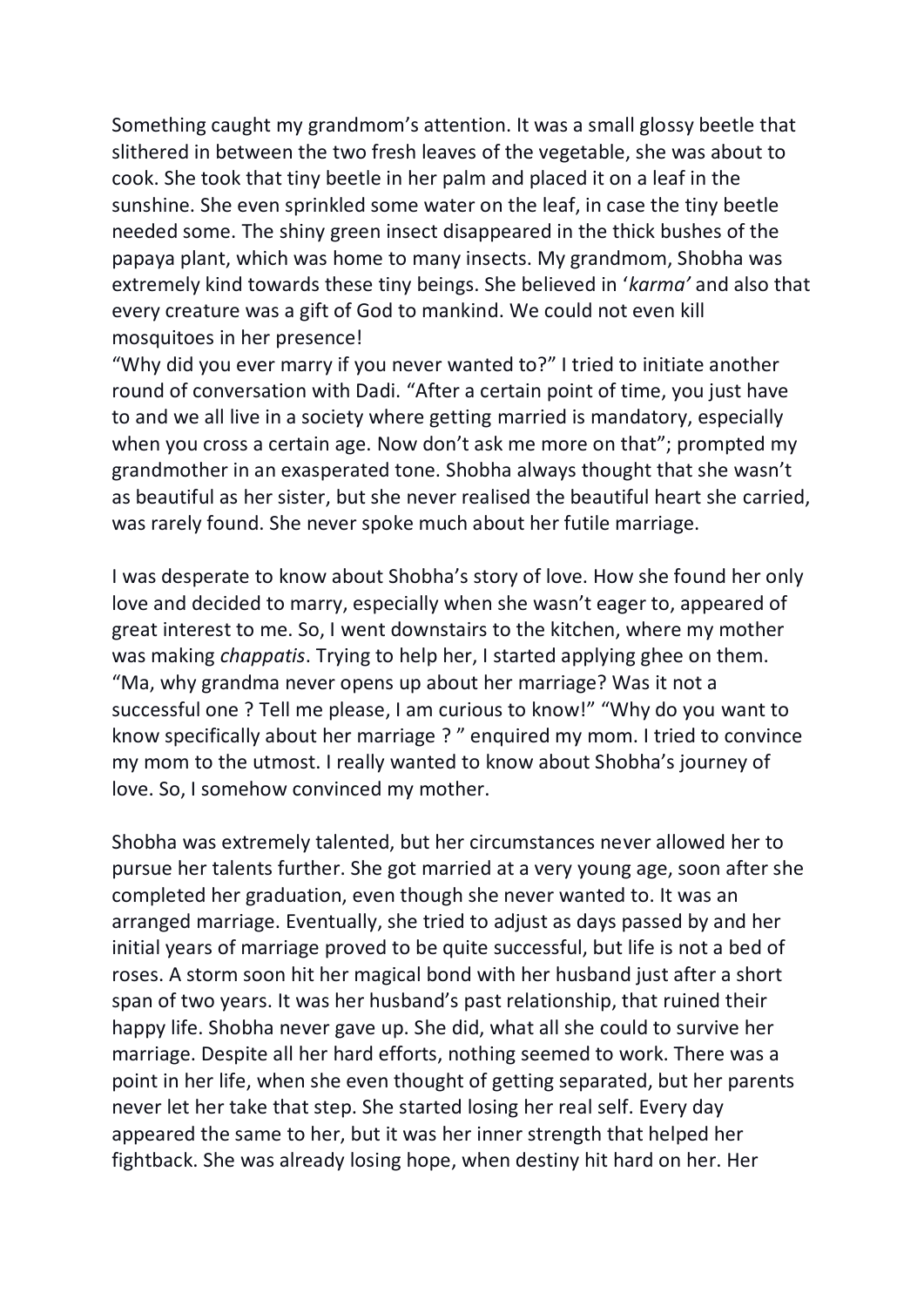Something caught my grandmom's attention. It was a small glossy beetle that slithered in between the two fresh leaves of the vegetable, she was about to cook. She took that tiny beetle in her palm and placed it on a leaf in the sunshine. She even sprinkled some water on the leaf, in case the tiny beetle needed some. The shiny green insect disappeared in the thick bushes of the papaya plant, which was home to many insects. My grandmom, Shobha was extremely kind towards these tiny beings. She believed in '*karma'* and also that every creature was a gift of God to mankind. We could not even kill mosquitoes in her presence!

"Why did you ever marry if you never wanted to?" I tried to initiate another round of conversation with Dadi. "After a certain point of time, you just have to and we all live in a society where getting married is mandatory, especially when you cross a certain age. Now don't ask me more on that"; prompted my grandmother in an exasperated tone. Shobha always thought that she wasn't as beautiful as her sister, but she never realised the beautiful heart she carried, was rarely found. She never spoke much about her futile marriage.

I was desperate to know about Shobha's story of love. How she found her only love and decided to marry, especially when she wasn't eager to, appeared of great interest to me. So, I went downstairs to the kitchen, where my mother was making *chappatis*. Trying to help her, I started applying ghee on them. "Ma, why grandma never opens up about her marriage? Was it not a successful one ? Tell me please, I am curious to know!" "Why do you want to know specifically about her marriage ? " enquired my mom. I tried to convince my mom to the utmost. I really wanted to know about Shobha's journey of love. So, I somehow convinced my mother.

Shobha was extremely talented, but her circumstances never allowed her to pursue her talents further. She got married at a very young age, soon after she completed her graduation, even though she never wanted to. It was an arranged marriage. Eventually, she tried to adjust as days passed by and her initial years of marriage proved to be quite successful, but life is not a bed of roses. A storm soon hit her magical bond with her husband just after a short span of two years. It was her husband's past relationship, that ruined their happy life. Shobha never gave up. She did, what all she could to survive her marriage. Despite all her hard efforts, nothing seemed to work. There was a point in her life, when she even thought of getting separated, but her parents never let her take that step. She started losing her real self. Every day appeared the same to her, but it was her inner strength that helped her fightback. She was already losing hope, when destiny hit hard on her. Her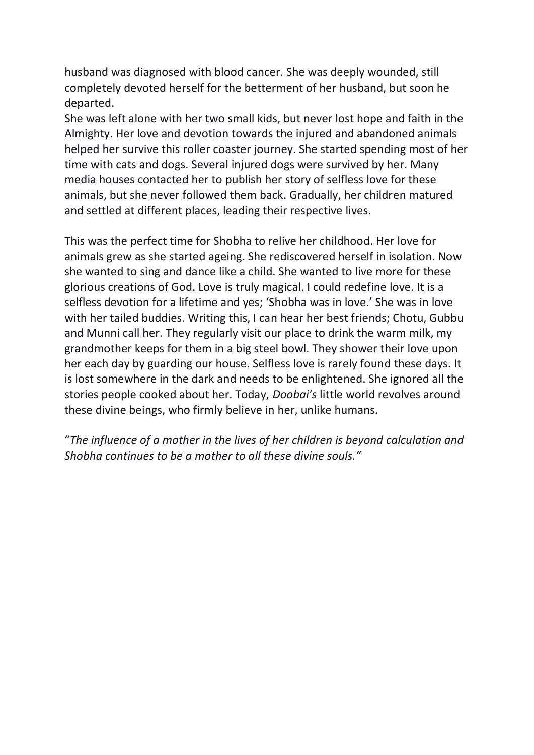husband was diagnosed with blood cancer. She was deeply wounded, still completely devoted herself for the betterment of her husband, but soon he departed.

She was left alone with her two small kids, but never lost hope and faith in the Almighty. Her love and devotion towards the injured and abandoned animals helped her survive this roller coaster journey. She started spending most of her time with cats and dogs. Several injured dogs were survived by her. Many media houses contacted her to publish her story of selfless love for these animals, but she never followed them back. Gradually, her children matured and settled at different places, leading their respective lives.

This was the perfect time for Shobha to relive her childhood. Her love for animals grew as she started ageing. She rediscovered herself in isolation. Now she wanted to sing and dance like a child. She wanted to live more for these glorious creations of God. Love is truly magical. I could redefine love. It is a selfless devotion for a lifetime and yes; 'Shobha was in love.' She was in love with her tailed buddies. Writing this, I can hear her best friends; Chotu, Gubbu and Munni call her. They regularly visit our place to drink the warm milk, my grandmother keeps for them in a big steel bowl. They shower their love upon her each day by guarding our house. Selfless love is rarely found these days. It is lost somewhere in the dark and needs to be enlightened. She ignored all the stories people cooked about her. Today, *Doobai's* little world revolves around these divine beings, who firmly believe in her, unlike humans.

"*The influence of a mother in the lives of her children is beyond calculation and Shobha continues to be a mother to all these divine souls."*